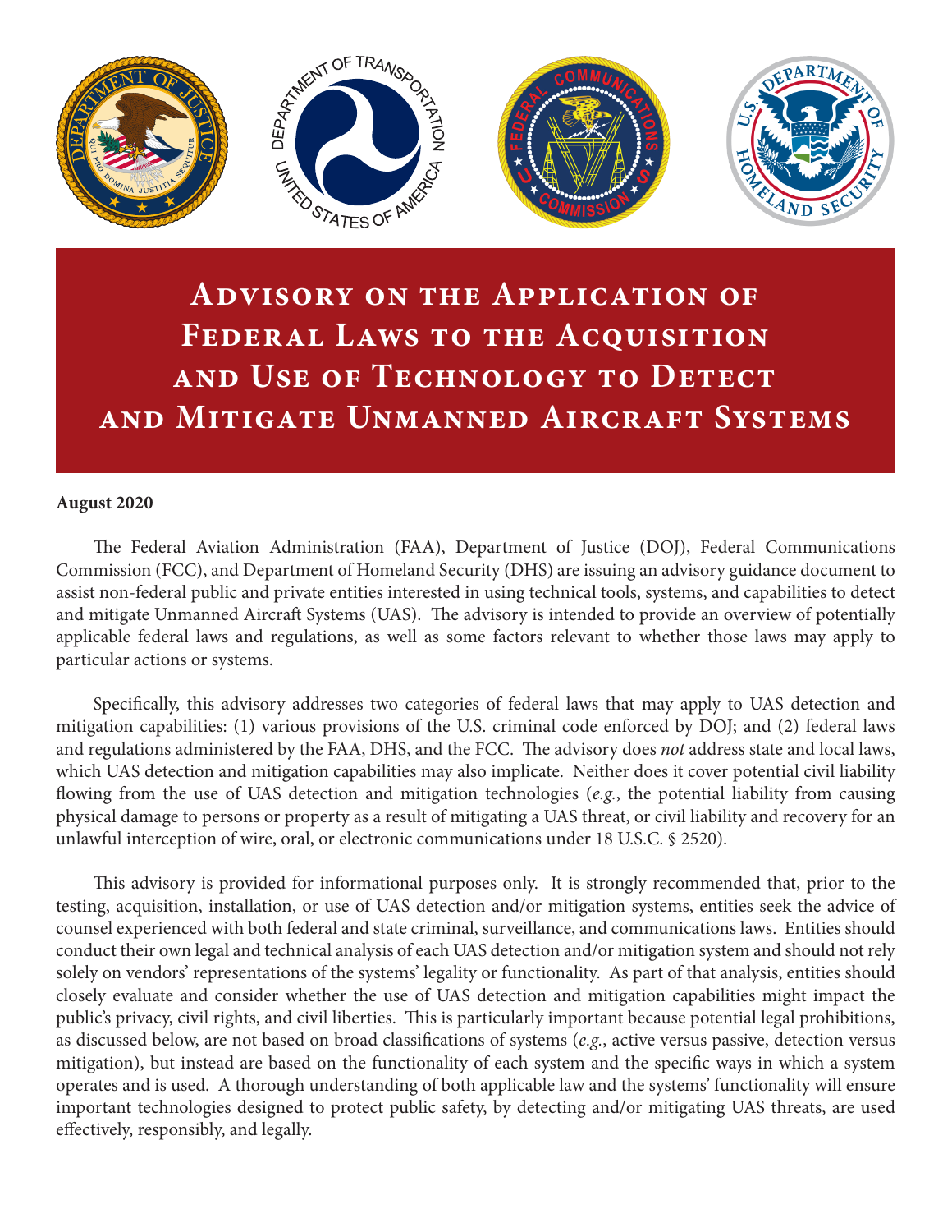# Advisory on the Application of Federal Laws to the Acquisition and Use of Technology to Detect and Mitigate Unmanned Aircraft Systems

**August 2020**

The Federal Aviation Administration (FAA), Department of Justice (DOJ), Federal Communications Commission (FCC), and Department of Homeland Security (DHS) are issuing an advisory guidance document to assist non-federal public and private entities interested in using technical tools, systems, and capabilities to detect and mitigate Unmanned Aircraft Systems (UAS). The advisory is intended to provide an overview of potentially applicable federal laws and regulations, as well as some factors relevant to whether those laws may apply to particular actions or systems.

Specifically, this advisory addresses two categories of federal laws that may apply to UAS detection and mitigation capabilities: (1) various provisions of the U.S. criminal code enforced by DOJ; and (2) federal laws and regulations administered by the FAA, DHS, and the FCC. The advisory does *not* address state and local laws, which UAS detection and mitigation capabilities may also implicate. Neither does it cover potential civil liability flowing from the use of UAS detection and mitigation technologies (*e.g.*, the potential liability from causing physical damage to persons or property as a result of mitigating a UAS threat, or civil liability and recovery for an unlawful interception of wire, oral, or electronic communications under 18 U.S.C. § 2520).

This advisory is provided for informational purposes only. It is strongly recommended that, prior to the testing, acquisition, installation, or use of UAS detection and/or mitigation systems, entities seek the advice of counsel experienced with both federal and state criminal, surveillance, and communications laws. Entities should conduct their own legal and technical analysis of each UAS detection and/or mitigation system and should not rely solely on vendors' representations of the systems' legality or functionality. As part of that analysis, entities should closely evaluate and consider whether the use of UAS detection and mitigation capabilities might impact the public's privacy, civil rights, and civil liberties. This is particularly important because potential legal prohibitions, as discussed below, are not based on broad classifications of systems (*e.g.*, active versus passive, detection versus mitigation), but instead are based on the functionality of each system and the specific ways in which a system operates and is used. A thorough understanding of both applicable law and the systems' functionality will ensure important technologies designed to protect public safety, by detecting and/or mitigating UAS threats, are used effectively, responsibly, and legally.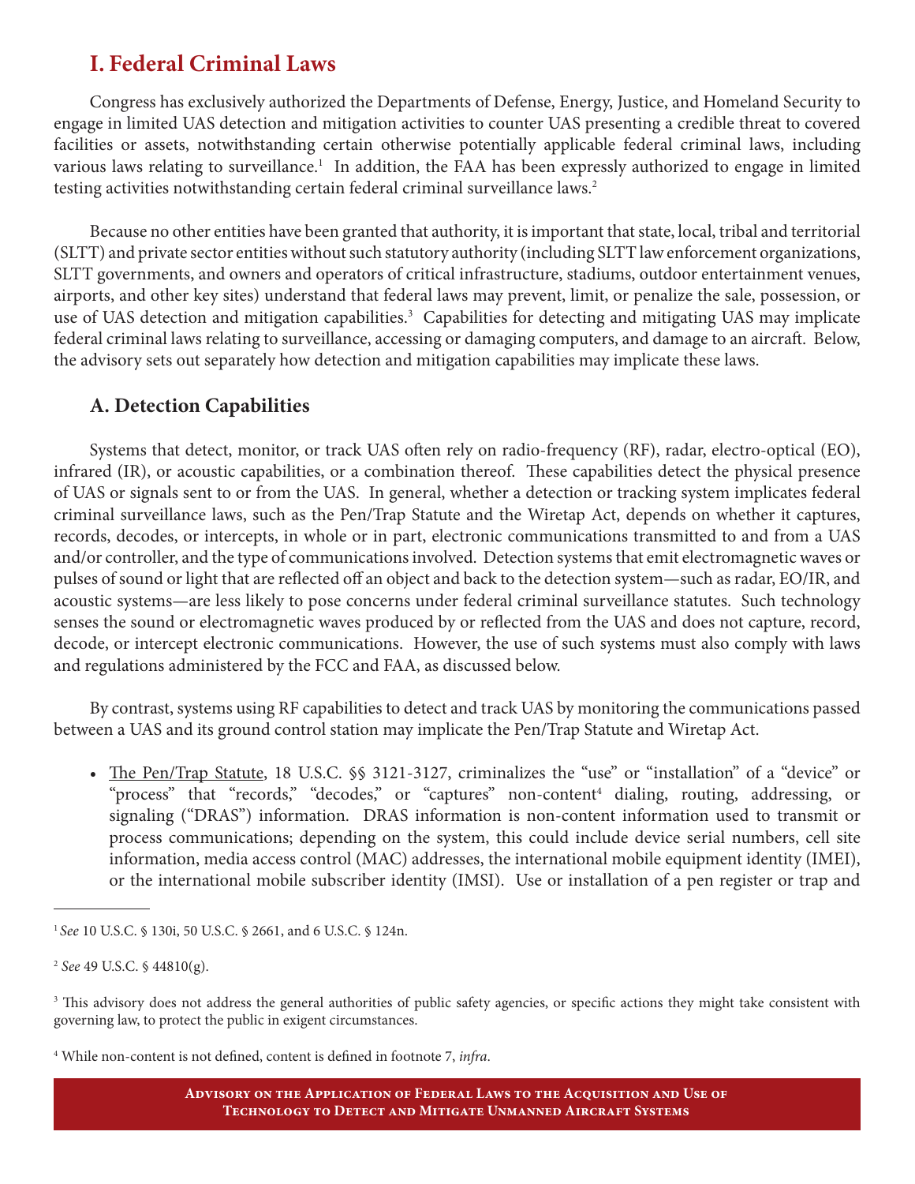## I. Federal Criminal Laws

Congress has exclusively authorized the Departments of Defense, Energy, Justice, and Homeland Security to engage in limited UAS detection and mitigation activities to counter UAS presenting a credible threat to covered facilities or assets, notwithstanding certain otherwise potentially applicable federal criminal laws, including various laws relating to surveillance.[1] In addition, the FAA has been expressly authorized to engage in limited testing activities notwithstanding certain federal criminal surveillance laws.[2]

Because no other entities have been granted that authority, it is important that state, local, tribal and territorial (SLTT) and private sector entities without such statutory authority (including SLTT law enforcement organizations, SLTT governments, and owners and operators of critical infrastructure, stadiums, outdoor entertainment venues, airports, and other key sites) understand that federal laws may prevent, limit, or penalize the sale, possession, or use of UAS detection and mitigation capabilities.[3] Capabilities for detecting and mitigating UAS may implicate federal criminal laws relating to surveillance, accessing or damaging computers, and damage to an aircraft. Below, the advisory sets out separately how detection and mitigation capabilities may implicate these laws.

### A. Detection Capabilities

Systems that detect, monitor, or track UAS often rely on radio-frequency (RF), radar, electro-optical (EO), infrared (IR), or acoustic capabilities, or a combination thereof. These capabilities detect the physical presence of UAS or signals sent to or from the UAS. In general, whether a detection or tracking system implicates federal criminal surveillance laws, such as the Pen/Trap Statute and the Wiretap Act, depends on whether it captures, records, decodes, or intercepts, in whole or in part, electronic communications transmitted to and from a UAS and/or controller, and the type of communications involved. Detection systems that emit electromagnetic waves or pulses of sound or light that are reflected off an object and back to the detection system—such as radar, EO/IR, and acoustic systems—are less likely to pose concerns under federal criminal surveillance statutes. Such technology senses the sound or electromagnetic waves produced by or reflected from the UAS and does not capture, record, decode, or intercept electronic communications. However, the use of such systems must also comply with laws and regulations administered by the FCC and FAA, as discussed below.

By contrast, systems using RF capabilities to detect and track UAS by monitoring the communications passed between a UAS and its ground control station may implicate the Pen/Trap Statute and Wiretap Act.

- The Pen/Trap Statute, 18 U.S.C. §§ 3121-3127, criminalizes the "use" or "installation" of a "device" or "process" that "records," "decodes," or "captures" non-content[4] dialing, routing, addressing, or signaling ("DRAS") information. DRAS information is non-content information used to transmit or process communications; depending on the system, this could include device serial numbers, cell site information, media access control (MAC) addresses, the international mobile equipment identity (IMEI), or the international mobile subscriber identity (IMSI). Use or installation of a pen register or trap and

---

[1] *See* 10 U.S.C. § 130i, 50 U.S.C. § 2661, and 6 U.S.C. § 124n.

[2] *See* 49 U.S.C. § 44810(g).

[3] This advisory does not address the general authorities of public safety agencies, or specific actions they might take consistent with governing law, to protect the public in exigent circumstances.

[4] While non-content is not defined, content is defined in footnote 7, *infra*.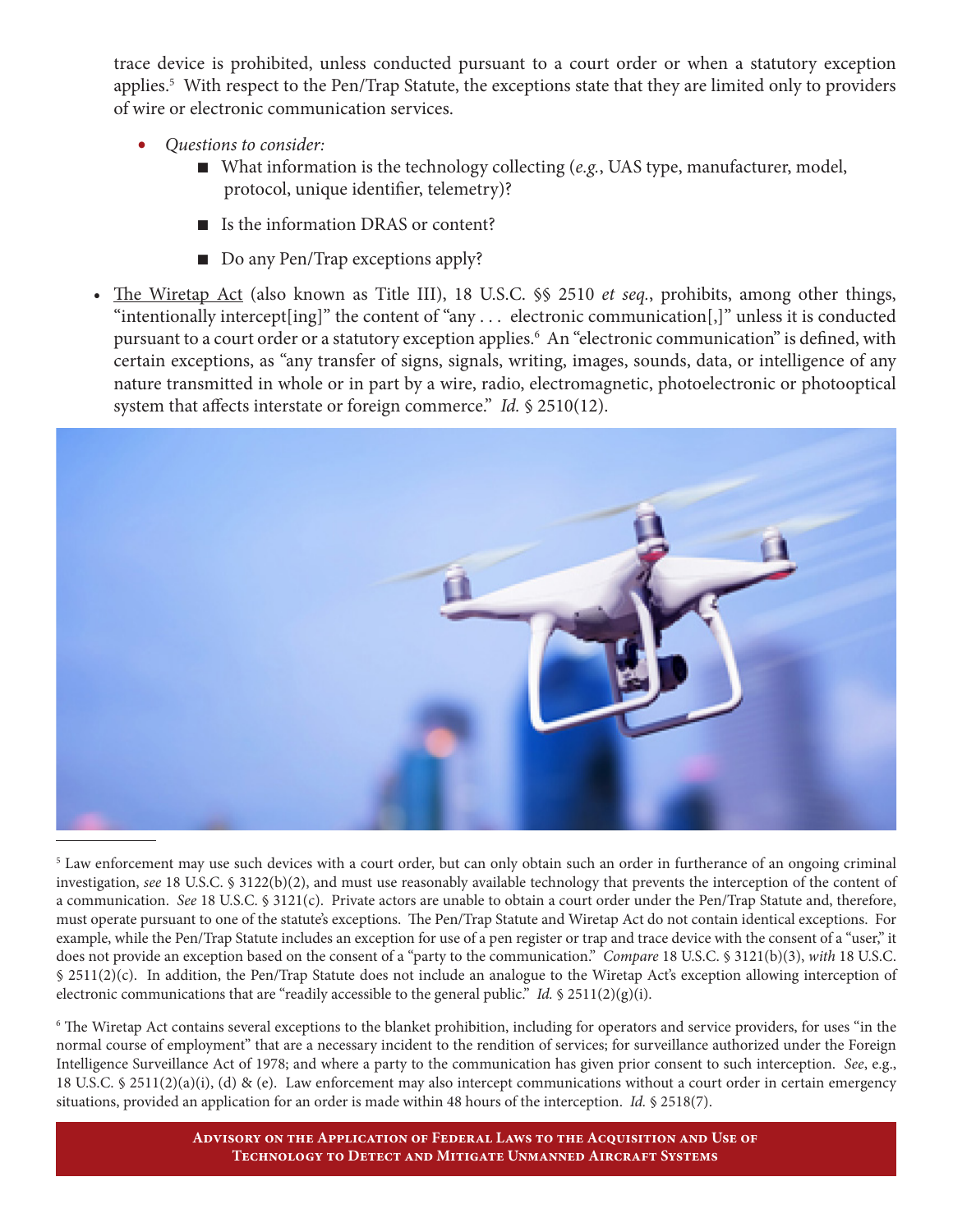trace device is prohibited, unless conducted pursuant to a court order or when a statutory exception applies.[5] With respect to the Pen/Trap Statute, the exceptions state that they are limited only to providers of wire or electronic communication services.

- *Questions to consider:*
  - What information is the technology collecting (*e.g.*, UAS type, manufacturer, model, protocol, unique identifier, telemetry)?
  - Is the information DRAS or content?
  - Do any Pen/Trap exceptions apply?

- The Wiretap Act (also known as Title III), 18 U.S.C. §§ 2510 *et seq.*, prohibits, among other things, "intentionally intercept[ing]" the content of "any . . . electronic communication[,]" unless it is conducted pursuant to a court order or a statutory exception applies.[6] An "electronic communication" is defined, with certain exceptions, as "any transfer of signs, signals, writing, images, sounds, data, or intelligence of any nature transmitted in whole or in part by a wire, radio, electromagnetic, photoelectronic or photooptical system that affects interstate or foreign commerce." *Id.* § 2510(12).

---

[5] Law enforcement may use such devices with a court order, but can only obtain such an order in furtherance of an ongoing criminal investigation, *see* 18 U.S.C. § 3122(b)(2), and must use reasonably available technology that prevents the interception of the content of a communication. *See* 18 U.S.C. § 3121(c). Private actors are unable to obtain a court order under the Pen/Trap Statute and, therefore, must operate pursuant to one of the statute's exceptions. The Pen/Trap Statute and Wiretap Act do not contain identical exceptions. For example, while the Pen/Trap Statute includes an exception for use of a pen register or trap and trace device with the consent of a "user," it does not provide an exception based on the consent of a "party to the communication." *Compare* 18 U.S.C. § 3121(b)(3), *with* 18 U.S.C. § 2511(2)(c). In addition, the Pen/Trap Statute does not include an analogue to the Wiretap Act's exception allowing interception of electronic communications that are "readily accessible to the general public." *Id.* § 2511(2)(g)(i).

[6] The Wiretap Act contains several exceptions to the blanket prohibition, including for operators and service providers, for uses "in the normal course of employment" that are a necessary incident to the rendition of services; for surveillance authorized under the Foreign Intelligence Surveillance Act of 1978; and where a party to the communication has given prior consent to such interception. *See*, e.g., 18 U.S.C. § 2511(2)(a)(i), (d) & (e). Law enforcement may also intercept communications without a court order in certain emergency situations, provided an application for an order is made within 48 hours of the interception. *Id.* § 2518(7).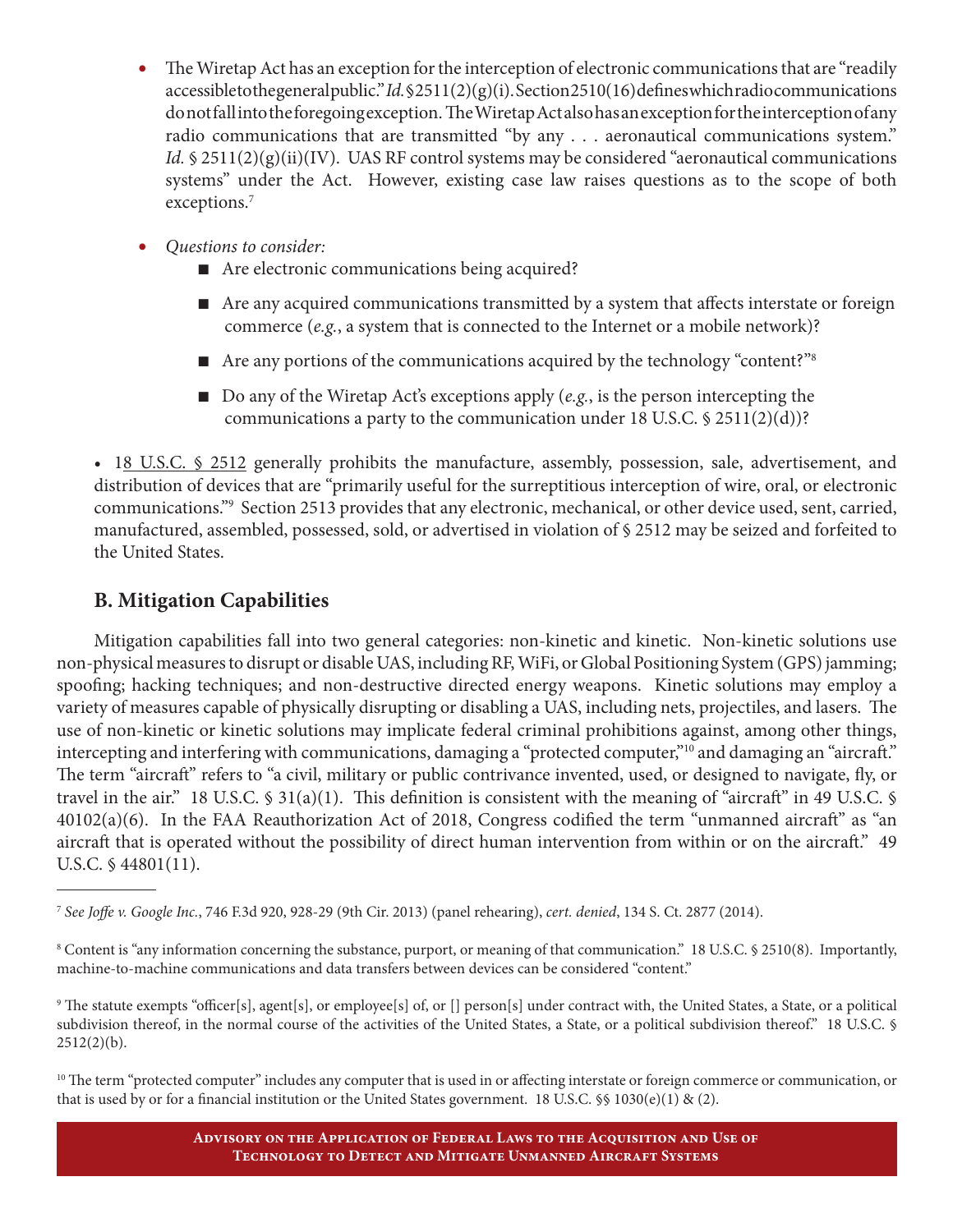- The Wiretap Act has an exception for the interception of electronic communications that are "readily accessible to the general public." *Id.* § 2511(2)(g)(i). Section 2510(16) defines which radio communications do not fall into the foregoing exception. The Wiretap Act also has an exception for the interception of any radio communications that are transmitted "by any . . . aeronautical communications system." *Id.* § 2511(2)(g)(ii)(IV). UAS RF control systems may be considered "aeronautical communications systems" under the Act. However, existing case law raises questions as to the scope of both exceptions.[7]

- *Questions to consider:*
  - Are electronic communications being acquired?
  - Are any acquired communications transmitted by a system that affects interstate or foreign commerce (*e.g.*, a system that is connected to the Internet or a mobile network)?
  - Are any portions of the communications acquired by the technology "content?"[8]
  - Do any of the Wiretap Act's exceptions apply (*e.g.*, is the person intercepting the communications a party to the communication under 18 U.S.C. § 2511(2)(d))?

- 18 U.S.C. § 2512 generally prohibits the manufacture, assembly, possession, sale, advertisement, and distribution of devices that are "primarily useful for the surreptitious interception of wire, oral, or electronic communications."[9] Section 2513 provides that any electronic, mechanical, or other device used, sent, carried, manufactured, assembled, possessed, sold, or advertised in violation of § 2512 may be seized and forfeited to the United States.

## B. Mitigation Capabilities

Mitigation capabilities fall into two general categories: non-kinetic and kinetic. Non-kinetic solutions use non-physical measures to disrupt or disable UAS, including RF, WiFi, or Global Positioning System (GPS) jamming; spoofing; hacking techniques; and non-destructive directed energy weapons. Kinetic solutions may employ a variety of measures capable of physically disrupting or disabling a UAS, including nets, projectiles, and lasers. The use of non-kinetic or kinetic solutions may implicate federal criminal prohibitions against, among other things, intercepting and interfering with communications, damaging a "protected computer,"[10] and damaging an "aircraft." The term "aircraft" refers to "a civil, military or public contrivance invented, used, or designed to navigate, fly, or travel in the air." 18 U.S.C. § 31(a)(1). This definition is consistent with the meaning of "aircraft" in 49 U.S.C. § 40102(a)(6). In the FAA Reauthorization Act of 2018, Congress codified the term "unmanned aircraft" as "an aircraft that is operated without the possibility of direct human intervention from within or on the aircraft." 49 U.S.C. § 44801(11).

---

[7] *See Joffe v. Google Inc.*, 746 F.3d 920, 928-29 (9th Cir. 2013) (panel rehearing), *cert. denied*, 134 S. Ct. 2877 (2014).

[8] Content is "any information concerning the substance, purport, or meaning of that communication." 18 U.S.C. § 2510(8). Importantly, machine-to-machine communications and data transfers between devices can be considered "content."

[9] The statute exempts "officer[s], agent[s], or employee[s] of, or [] person[s] under contract with, the United States, a State, or a political subdivision thereof, in the normal course of the activities of the United States, a State, or a political subdivision thereof." 18 U.S.C. § 2512(2)(b).

[10] The term "protected computer" includes any computer that is used in or affecting interstate or foreign commerce or communication, or that is used by or for a financial institution or the United States government. 18 U.S.C. §§ 1030(e)(1) & (2).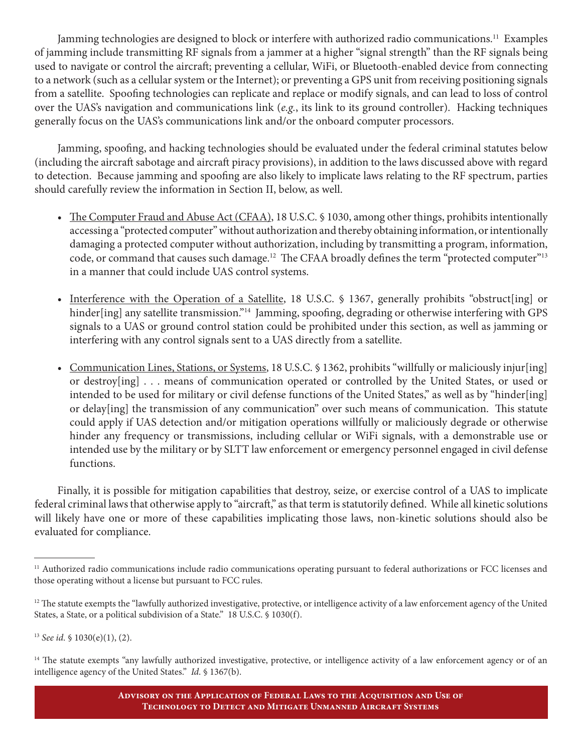Jamming technologies are designed to block or interfere with authorized radio communications.[11] Examples of jamming include transmitting RF signals from a jammer at a higher "signal strength" than the RF signals being used to navigate or control the aircraft; preventing a cellular, WiFi, or Bluetooth-enabled device from connecting to a network (such as a cellular system or the Internet); or preventing a GPS unit from receiving positioning signals from a satellite. Spoofing technologies can replicate and replace or modify signals, and can lead to loss of control over the UAS's navigation and communications link (*e.g.*, its link to its ground controller). Hacking techniques generally focus on the UAS's communications link and/or the onboard computer processors.

Jamming, spoofing, and hacking technologies should be evaluated under the federal criminal statutes below (including the aircraft sabotage and aircraft piracy provisions), in addition to the laws discussed above with regard to detection. Because jamming and spoofing are also likely to implicate laws relating to the RF spectrum, parties should carefully review the information in Section II, below, as well.

- The Computer Fraud and Abuse Act (CFAA), 18 U.S.C. § 1030, among other things, prohibits intentionally accessing a "protected computer" without authorization and thereby obtaining information, or intentionally damaging a protected computer without authorization, including by transmitting a program, information, code, or command that causes such damage.[12] The CFAA broadly defines the term "protected computer"[13] in a manner that could include UAS control systems.

- Interference with the Operation of a Satellite, 18 U.S.C. § 1367, generally prohibits "obstruct[ing] or hinder[ing] any satellite transmission."[14] Jamming, spoofing, degrading or otherwise interfering with GPS signals to a UAS or ground control station could be prohibited under this section, as well as jamming or interfering with any control signals sent to a UAS directly from a satellite.

- Communication Lines, Stations, or Systems, 18 U.S.C. § 1362, prohibits "willfully or maliciously injur[ing] or destroy[ing] . . . means of communication operated or controlled by the United States, or used or intended to be used for military or civil defense functions of the United States," as well as by "hinder[ing] or delay[ing] the transmission of any communication" over such means of communication. This statute could apply if UAS detection and/or mitigation operations willfully or maliciously degrade or otherwise hinder any frequency or transmissions, including cellular or WiFi signals, with a demonstrable use or intended use by the military or by SLTT law enforcement or emergency personnel engaged in civil defense functions.

Finally, it is possible for mitigation capabilities that destroy, seize, or exercise control of a UAS to implicate federal criminal laws that otherwise apply to "aircraft," as that term is statutorily defined. While all kinetic solutions will likely have one or more of these capabilities implicating those laws, non-kinetic solutions should also be evaluated for compliance.

---

[11] Authorized radio communications include radio communications operating pursuant to federal authorizations or FCC licenses and those operating without a license but pursuant to FCC rules.

[12] The statute exempts the "lawfully authorized investigative, protective, or intelligence activity of a law enforcement agency of the United States, a State, or a political subdivision of a State." 18 U.S.C. § 1030(f).

[13] *See id.* § 1030(e)(1), (2).

[14] The statute exempts "any lawfully authorized investigative, protective, or intelligence activity of a law enforcement agency or of an intelligence agency of the United States." *Id.* § 1367(b).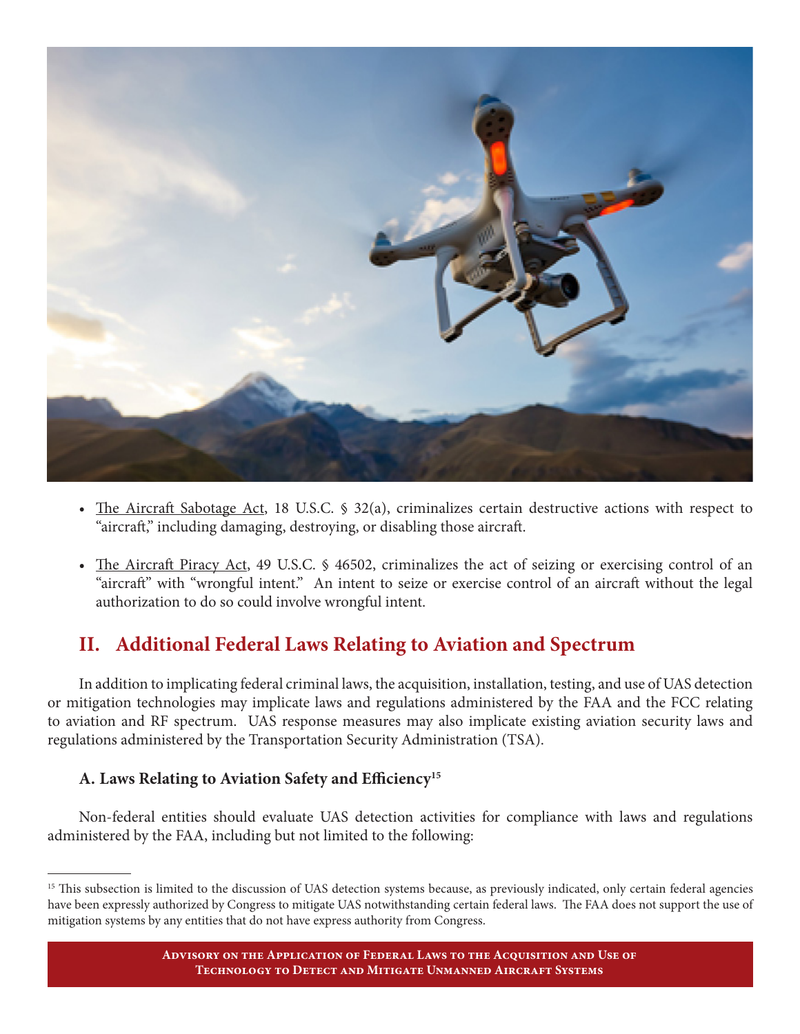- The Aircraft Sabotage Act, 18 U.S.C. § 32(a), criminalizes certain destructive actions with respect to "aircraft," including damaging, destroying, or disabling those aircraft.

- The Aircraft Piracy Act, 49 U.S.C. § 46502, criminalizes the act of seizing or exercising control of an "aircraft" with "wrongful intent." An intent to seize or exercise control of an aircraft without the legal authorization to do so could involve wrongful intent.

## II. Additional Federal Laws Relating to Aviation and Spectrum

In addition to implicating federal criminal laws, the acquisition, installation, testing, and use of UAS detection or mitigation technologies may implicate laws and regulations administered by the FAA and the FCC relating to aviation and RF spectrum. UAS response measures may also implicate existing aviation security laws and regulations administered by the Transportation Security Administration (TSA).

### A. Laws Relating to Aviation Safety and Efficiency[15]

Non-federal entities should evaluate UAS detection activities for compliance with laws and regulations administered by the FAA, including but not limited to the following:

[15] This subsection is limited to the discussion of UAS detection systems because, as previously indicated, only certain federal agencies have been expressly authorized by Congress to mitigate UAS notwithstanding certain federal laws. The FAA does not support the use of mitigation systems by any entities that do not have express authority from Congress.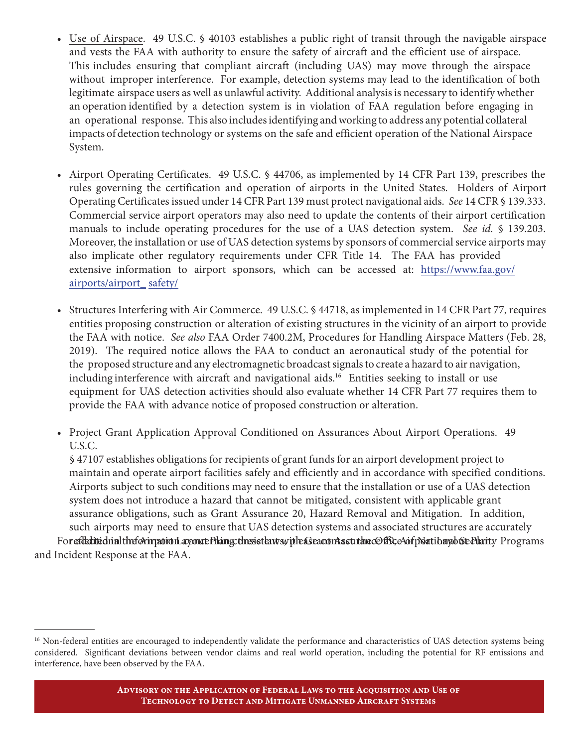- Use of Airspace. 49 U.S.C. § 40103 establishes a public right of transit through the navigable airspace and vests the FAA with authority to ensure the safety of aircraft and the efficient use of airspace. This includes ensuring that compliant aircraft (including UAS) may move through the airspace without improper interference. For example, detection systems may lead to the identification of both legitimate airspace users as well as unlawful activity. Additional analysis is necessary to identify whether an operation identified by a detection system is in violation of FAA regulation before engaging in an operational response. This also includes identifying and working to address any potential collateral impacts of detection technology or systems on the safe and efficient operation of the National Airspace System.

- Airport Operating Certificates. 49 U.S.C. § 44706, as implemented by 14 CFR Part 139, prescribes the rules governing the certification and operation of airports in the United States. Holders of Airport Operating Certificates issued under 14 CFR Part 139 must protect navigational aids. *See* 14 CFR § 139.333. Commercial service airport operators may also need to update the contents of their airport certification manuals to include operating procedures for the use of a UAS detection system. *See id.* § 139.203. Moreover, the installation or use of UAS detection systems by sponsors of commercial service airports may also implicate other regulatory requirements under CFR Title 14. The FAA has provided extensive information to airport sponsors, which can be accessed at: https://www.faa.gov/airports/airport_ safety/

- Structures Interfering with Air Commerce. 49 U.S.C. § 44718, as implemented in 14 CFR Part 77, requires entities proposing construction or alteration of existing structures in the vicinity of an airport to provide the FAA with notice. *See also* FAA Order 7400.2M, Procedures for Handling Airspace Matters (Feb. 28, 2019). The required notice allows the FAA to conduct an aeronautical study of the potential for the proposed structure and any electromagnetic broadcast signals to create a hazard to air navigation, including interference with aircraft and navigational aids.[16] Entities seeking to install or use equipment for UAS detection activities should also evaluate whether 14 CFR Part 77 requires them to provide the FAA with advance notice of proposed construction or alteration.

- Project Grant Application Approval Conditioned on Assurances About Airport Operations. 49 U.S.C. § 47107 establishes obligations for recipients of grant funds for an airport development project to maintain and operate airport facilities safely and efficiently and in accordance with specified conditions. Airports subject to such conditions may need to ensure that the installation or use of a UAS detection system does not introduce a hazard that cannot be mitigated, consistent with applicable grant assurance obligations, such as Grant Assurance 20, Hazard Removal and Mitigation. In addition, such airports may need to ensure that UAS detection systems and associated structures are accurately reflected in the Airport Layout Plan consistent with Grant Assurance 29, Airport Layout Plan.

For additional information concerning these laws, please contact the Office of National Security Programs and Incident Response at the FAA.

[16] Non-federal entities are encouraged to independently validate the performance and characteristics of UAS detection systems being considered. Significant deviations between vendor claims and real world operation, including the potential for RF emissions and interference, have been observed by the FAA.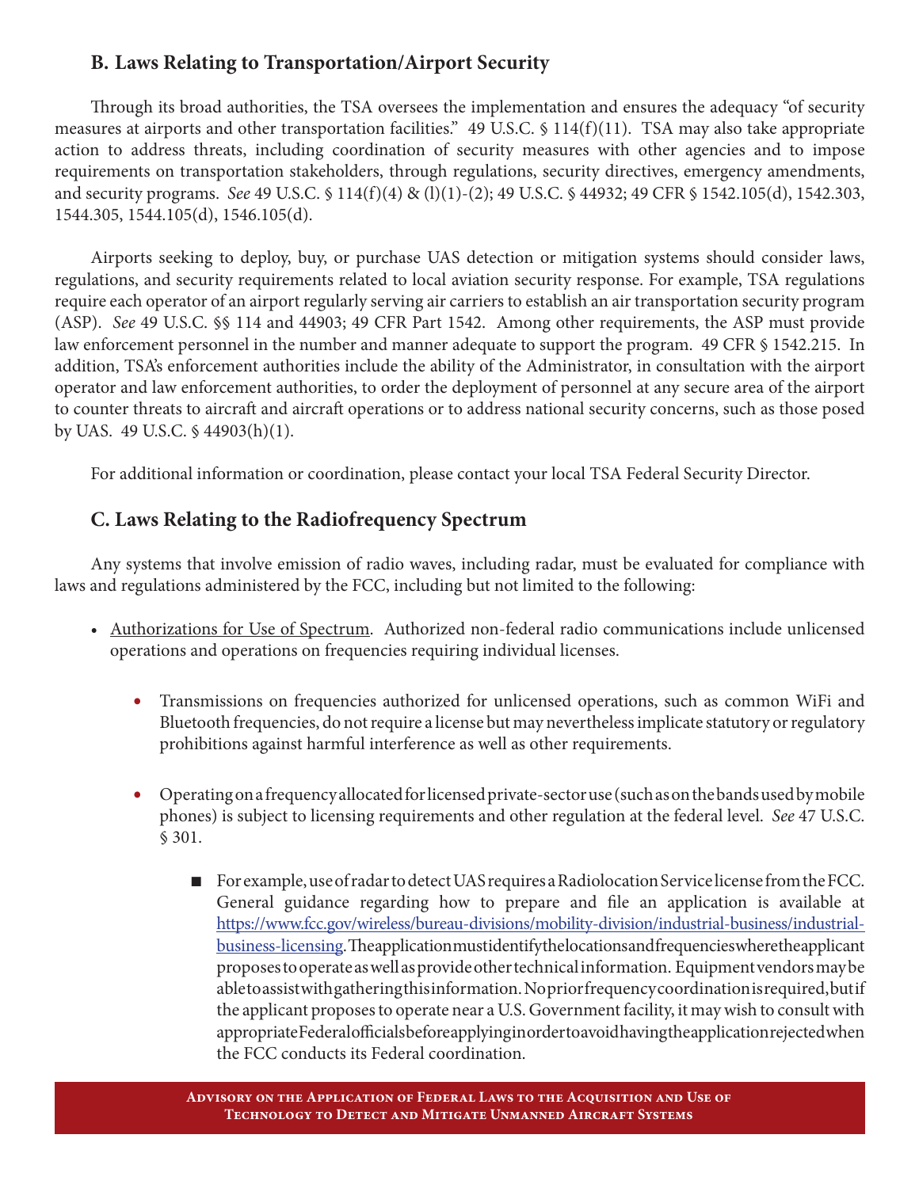## B. Laws Relating to Transportation/Airport Security

Through its broad authorities, the TSA oversees the implementation and ensures the adequacy "of security measures at airports and other transportation facilities." 49 U.S.C. § 114(f)(11). TSA may also take appropriate action to address threats, including coordination of security measures with other agencies and to impose requirements on transportation stakeholders, through regulations, security directives, emergency amendments, and security programs. *See* 49 U.S.C. § 114(f)(4) & (l)(1)-(2); 49 U.S.C. § 44932; 49 CFR § 1542.105(d), 1542.303, 1544.305, 1544.105(d), 1546.105(d).

Airports seeking to deploy, buy, or purchase UAS detection or mitigation systems should consider laws, regulations, and security requirements related to local aviation security response. For example, TSA regulations require each operator of an airport regularly serving air carriers to establish an air transportation security program (ASP). *See* 49 U.S.C. §§ 114 and 44903; 49 CFR Part 1542. Among other requirements, the ASP must provide law enforcement personnel in the number and manner adequate to support the program. 49 CFR § 1542.215. In addition, TSA's enforcement authorities include the ability of the Administrator, in consultation with the airport operator and law enforcement authorities, to order the deployment of personnel at any secure area of the airport to counter threats to aircraft and aircraft operations or to address national security concerns, such as those posed by UAS. 49 U.S.C. § 44903(h)(1).

For additional information or coordination, please contact your local TSA Federal Security Director.

## C. Laws Relating to the Radiofrequency Spectrum

Any systems that involve emission of radio waves, including radar, must be evaluated for compliance with laws and regulations administered by the FCC, including but not limited to the following:

- Authorizations for Use of Spectrum. Authorized non-federal radio communications include unlicensed operations and operations on frequencies requiring individual licenses.
  - Transmissions on frequencies authorized for unlicensed operations, such as common WiFi and Bluetooth frequencies, do not require a license but may nevertheless implicate statutory or regulatory prohibitions against harmful interference as well as other requirements.
  - Operating on a frequency allocated for licensed private-sector use (such as on the bands used by mobile phones) is subject to licensing requirements and other regulation at the federal level. *See* 47 U.S.C. § 301.
    - For example, use of radar to detect UAS requires a Radiolocation Service license from the FCC. General guidance regarding how to prepare and file an application is available at https://www.fcc.gov/wireless/bureau-divisions/mobility-division/industrial-business/industrial-business-licensing. The application must identify the locations and frequencies where the applicant proposes to operate as well as provide other technical information. Equipment vendors may be able to assist with gathering this information. No prior frequency coordination is required, but if the applicant proposes to operate near a U.S. Government facility, it may wish to consult with appropriate Federal officials before applying in order to avoid having the application rejected when the FCC conducts its Federal coordination.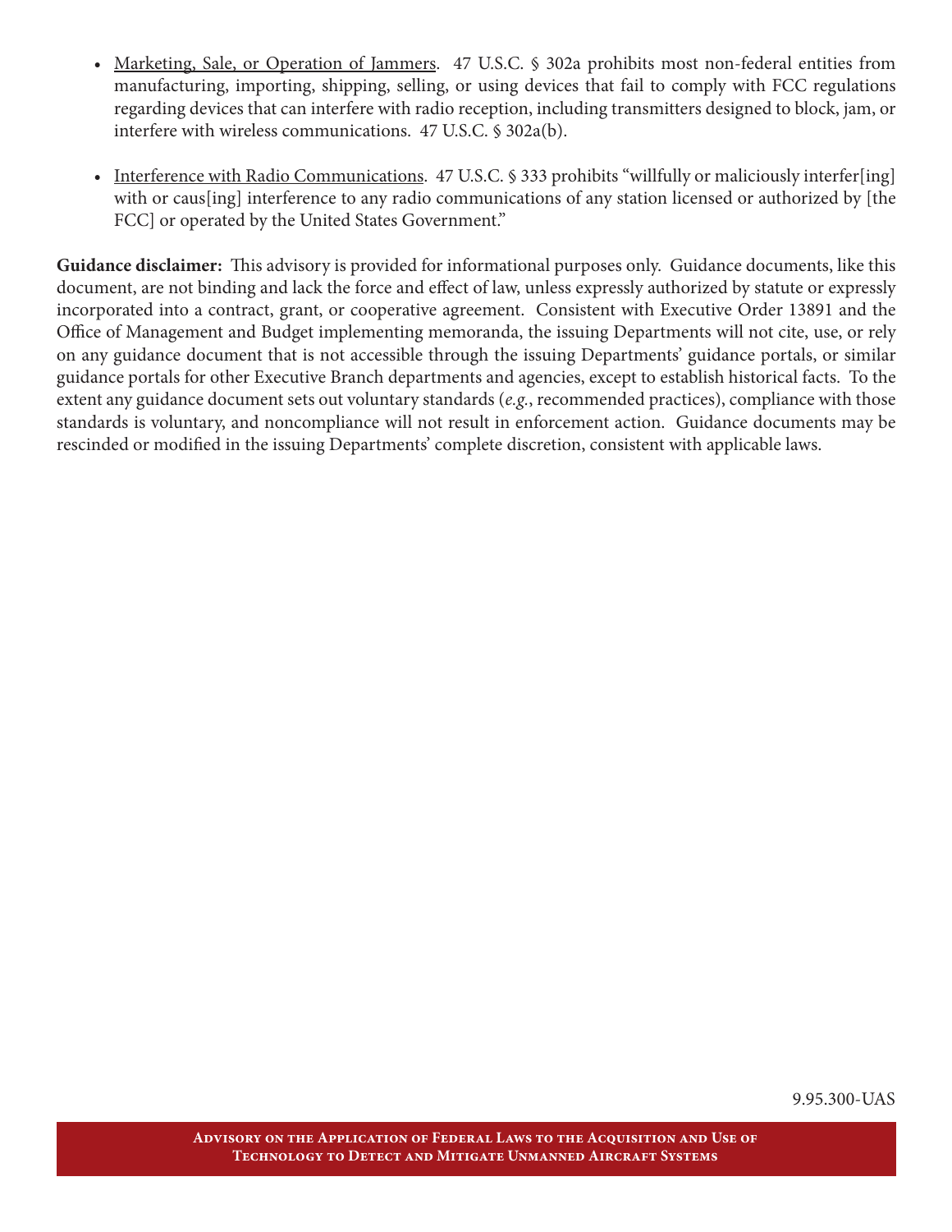- Marketing, Sale, or Operation of Jammers. 47 U.S.C. § 302a prohibits most non-federal entities from manufacturing, importing, shipping, selling, or using devices that fail to comply with FCC regulations regarding devices that can interfere with radio reception, including transmitters designed to block, jam, or interfere with wireless communications. 47 U.S.C. § 302a(b).

- Interference with Radio Communications. 47 U.S.C. § 333 prohibits "willfully or maliciously interfer[ing] with or caus[ing] interference to any radio communications of any station licensed or authorized by [the FCC] or operated by the United States Government."

**Guidance disclaimer:** This advisory is provided for informational purposes only. Guidance documents, like this document, are not binding and lack the force and effect of law, unless expressly authorized by statute or expressly incorporated into a contract, grant, or cooperative agreement. Consistent with Executive Order 13891 and the Office of Management and Budget implementing memoranda, the issuing Departments will not cite, use, or rely on any guidance document that is not accessible through the issuing Departments' guidance portals, or similar guidance portals for other Executive Branch departments and agencies, except to establish historical facts. To the extent any guidance document sets out voluntary standards (*e.g.*, recommended practices), compliance with those standards is voluntary, and noncompliance will not result in enforcement action. Guidance documents may be rescinded or modified in the issuing Departments' complete discretion, consistent with applicable laws.